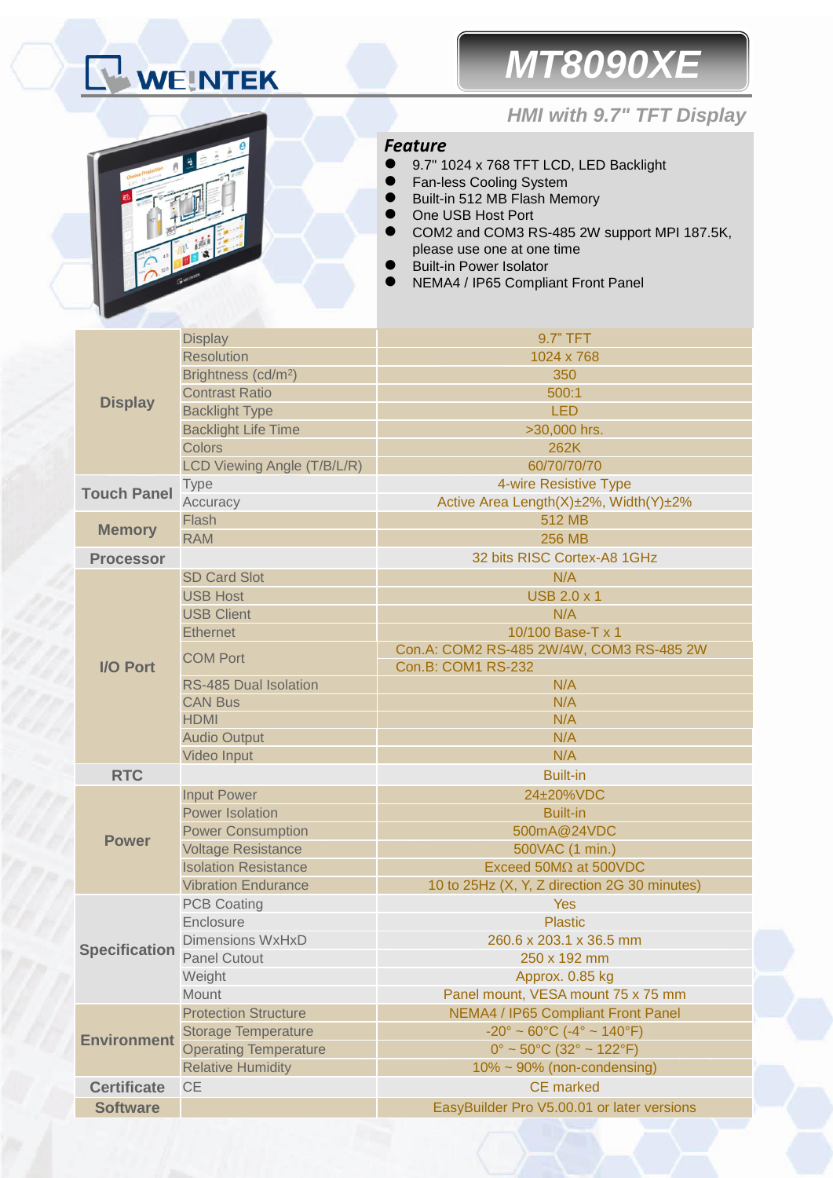WEINTEK

# MT8090XE

## HMI with 9.7" TFT Display

### Feature

- 9.7" 1024 x 768 TFT LCD, LED Backlight
- Fan-less Cooling System
- Built-in 512 MB Flash Memory
- One USB Host Port
- COM2 and COM3 RS-485 2W support MPI 187.5K, please use one at one time
- Built-in Power Isolator
- NEMA4 / IP65 Compliant Front Panel

| | | |
|---|---|---|
| **Display** | Display | 9.7" TFT |
| | Resolution | 1024 x 768 |
| | Brightness (cd/m²) | 350 |
| | Contrast Ratio | 500:1 |
| | Backlight Type | LED |
| | Backlight Life Time | >30,000 hrs. |
| | Colors | 262K |
| | LCD Viewing Angle (T/B/L/R) | 60/70/70/70 |
| **Touch Panel** | Type | 4-wire Resistive Type |
| | Accuracy | Active Area Length(X)±2%, Width(Y)±2% |
| **Memory** | Flash | 512 MB |
| | RAM | 256 MB |
| **Processor** | | 32 bits RISC Cortex-A8 1GHz |
| **I/O Port** | SD Card Slot | N/A |
| | USB Host | USB 2.0 x 1 |
| | USB Client | N/A |
| | Ethernet | 10/100 Base-T x 1 |
| | COM Port | Con.A: COM2 RS-485 2W/4W, COM3 RS-485 2W<br>Con.B: COM1 RS-232 |
| | RS-485 Dual Isolation | N/A |
| | CAN Bus | N/A |
| | HDMI | N/A |
| | Audio Output | N/A |
| | Video Input | N/A |
| **RTC** | | Built-in |
| **Power** | Input Power | 24±20%VDC |
| | Power Isolation | Built-in |
| | Power Consumption | 500mA@24VDC |
| | Voltage Resistance | 500VAC (1 min.) |
| | Isolation Resistance | Exceed 50MΩ at 500VDC |
| | Vibration Endurance | 10 to 25Hz (X, Y, Z direction 2G 30 minutes) |
| **Specification** | PCB Coating | Yes |
| | Enclosure | Plastic |
| | Dimensions WxHxD | 260.6 x 203.1 x 36.5 mm |
| | Panel Cutout | 250 x 192 mm |
| | Weight | Approx. 0.85 kg |
| | Mount | Panel mount, VESA mount 75 x 75 mm |
| **Environment** | Protection Structure | NEMA4 / IP65 Compliant Front Panel |
| | Storage Temperature | -20° ~ 60°C (-4° ~ 140°F) |
| | Operating Temperature | 0° ~ 50°C (32° ~ 122°F) |
| | Relative Humidity | 10% ~ 90% (non-condensing) |
| **Certificate** | CE | CE marked |
| **Software** | | EasyBuilder Pro V5.00.01 or later versions |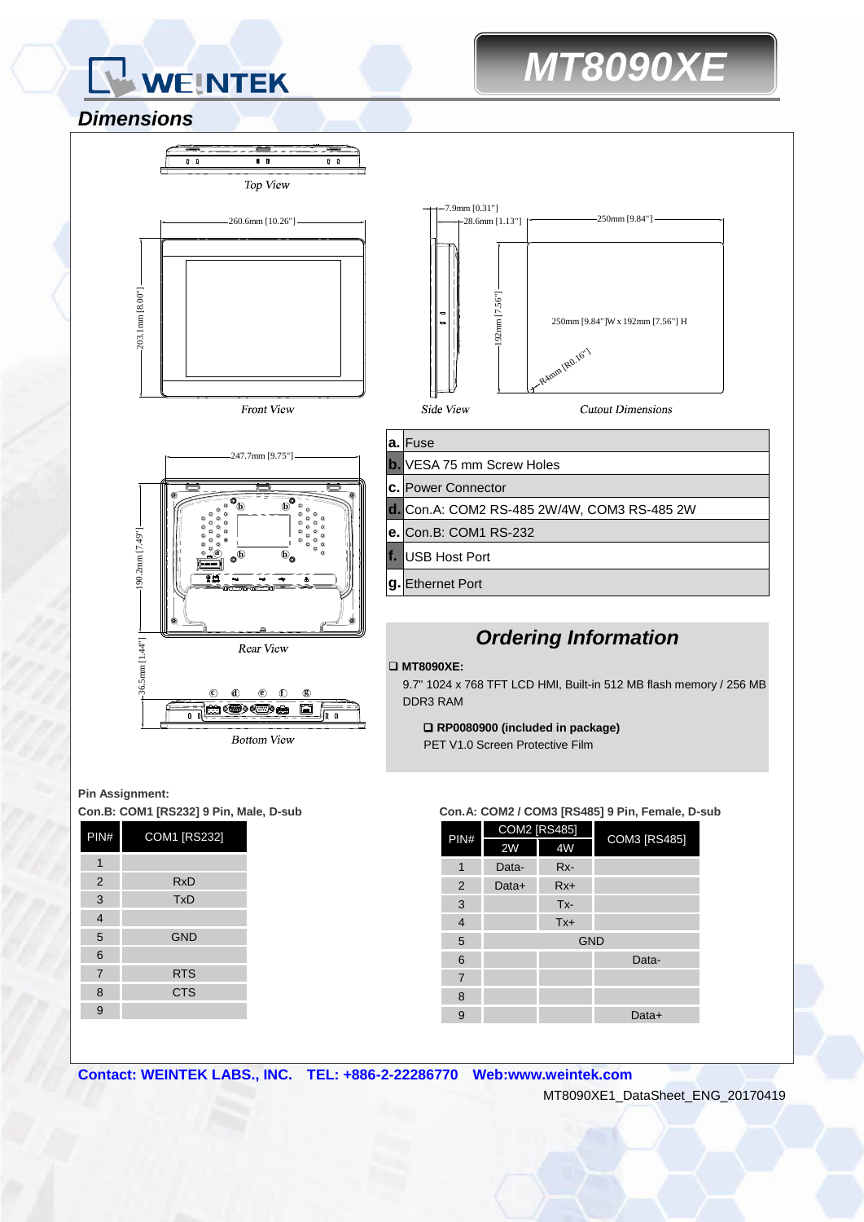# MT8090XE

## Dimensions

Top View

260.6mm [10.26"]

203.1mm [8.00"]

Front View

7.9mm [0.31"]

28.6mm [1.13"]

192mm [7.56"]

Side View

250mm [9.84"]

250mm [9.84"]W x 192mm [7.56"] H

R4mm [R0.16"]

Cutout Dimensions

247.7mm [9.75"]

190.2mm [7.49"]

Rear View

36.5mm [1.44"]

Bottom View

| | |
|---|---|
| a. | Fuse |
| b. | VESA 75 mm Screw Holes |
| c. | Power Connector |
| d. | Con.A: COM2 RS-485 2W/4W, COM3 RS-485 2W |
| e. | Con.B: COM1 RS-232 |
| f. | USB Host Port |
| g. | Ethernet Port |

## Ordering Information

- **MT8090XE:**
  9.7" 1024 x 768 TFT LCD HMI, Built-in 512 MB flash memory / 256 MB DDR3 RAM
  - **RP0080900 (included in package)**
    PET V1.0 Screen Protective Film

**Pin Assignment:**

**Con.B: COM1 [RS232] 9 Pin, Male, D-sub**

| PIN# | COM1 [RS232] |
|---|---|
| 1 | |
| 2 | RxD |
| 3 | TxD |
| 4 | |
| 5 | GND |
| 6 | |
| 7 | RTS |
| 8 | CTS |
| 9 | |

**Con.A: COM2 / COM3 [RS485] 9 Pin, Female, D-sub**

| PIN# | COM2 [RS485] | | COM3 [RS485] |
|---|---|---|---|
| | 2W | 4W | |
| 1 | Data- | Rx- | |
| 2 | Data+ | Rx+ | |
| 3 | | Tx- | |
| 4 | | Tx+ | |
| 5 | GND | | |
| 6 | | | Data- |
| 7 | | | |
| 8 | | | |
| 9 | | | Data+ |

**Contact: WEINTEK LABS., INC. TEL: +886-2-22286770 Web:www.weintek.com**

MT8090XE1_DataSheet_ENG_20170419